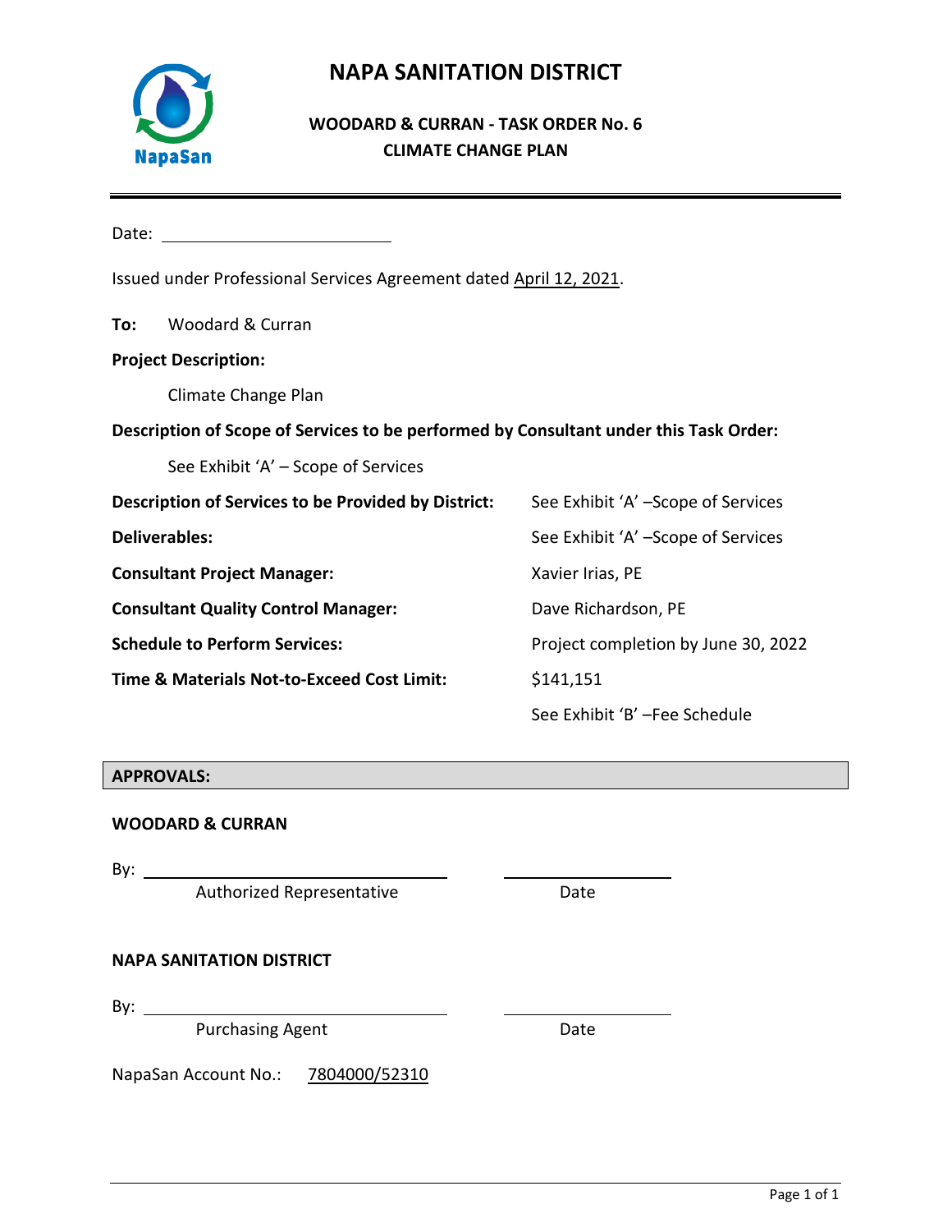# NAPA SANITATION DISTRICT

## WOODARD & CURRAN - TASK ORDER No. 6
## CLIMATE CHANGE PLAN

Date: ______________________

Issued under Professional Services Agreement dated April 12, 2021.

**To:** Woodard & Curran

**Project Description:**

Climate Change Plan

**Description of Scope of Services to be performed by Consultant under this Task Order:**

See Exhibit 'A' – Scope of Services

| | |
|---|---|
| **Description of Services to be Provided by District:** | See Exhibit 'A' –Scope of Services |
| **Deliverables:** | See Exhibit 'A' –Scope of Services |
| **Consultant Project Manager:** | Xavier Irias, PE |
| **Consultant Quality Control Manager:** | Dave Richardson, PE |
| **Schedule to Perform Services:** | Project completion by June 30, 2022 |
| **Time & Materials Not-to-Exceed Cost Limit:** | $141,151 |
| | See Exhibit 'B' –Fee Schedule |

**APPROVALS:**

**WOODARD & CURRAN**

By: ______________________ ______________
Authorized Representative Date

**NAPA SANITATION DISTRICT**

By: ______________________ ______________
Purchasing Agent Date

NapaSan Account No.: 7804000/52310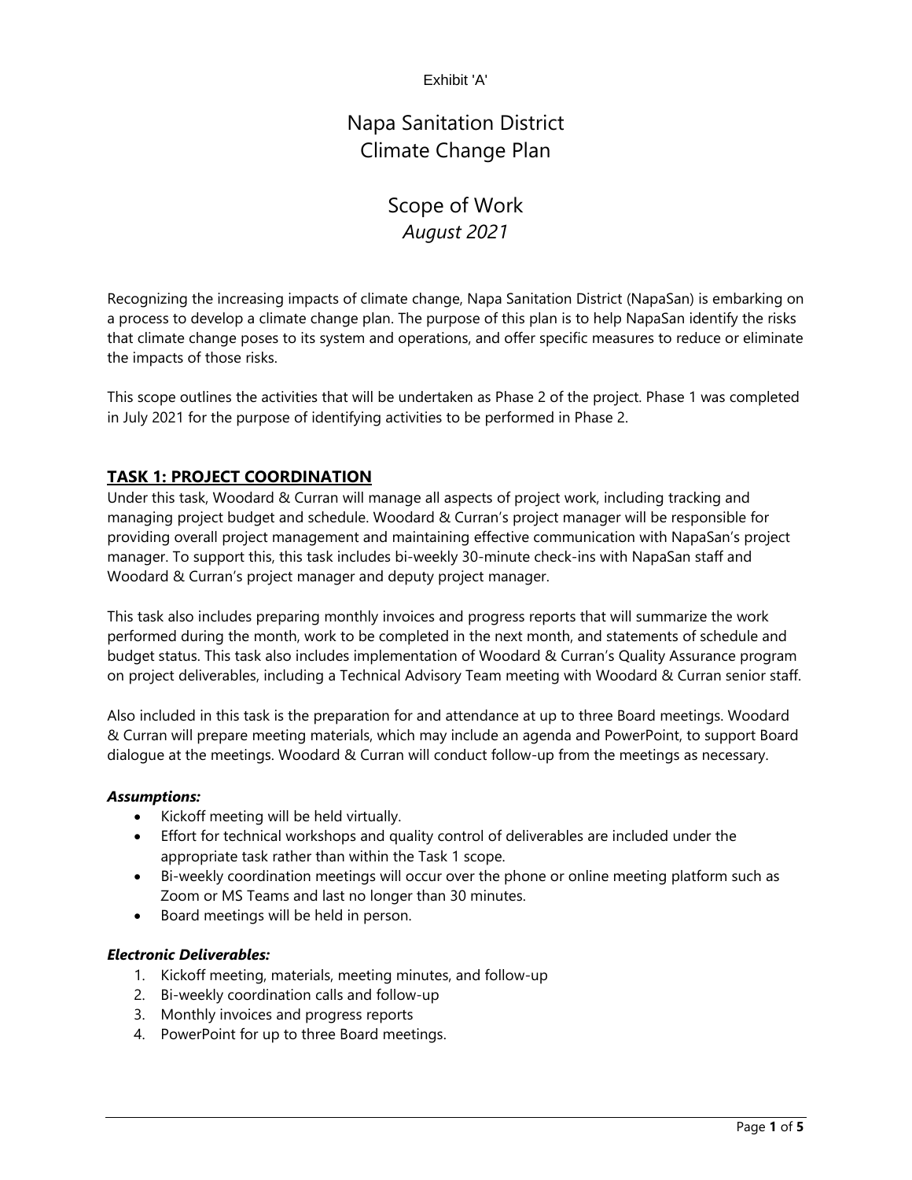Exhibit 'A'

# Napa Sanitation District Climate Change Plan

## Scope of Work
*August 2021*

Recognizing the increasing impacts of climate change, Napa Sanitation District (NapaSan) is embarking on a process to develop a climate change plan. The purpose of this plan is to help NapaSan identify the risks that climate change poses to its system and operations, and offer specific measures to reduce or eliminate the impacts of those risks.

This scope outlines the activities that will be undertaken as Phase 2 of the project. Phase 1 was completed in July 2021 for the purpose of identifying activities to be performed in Phase 2.

### TASK 1: PROJECT COORDINATION

Under this task, Woodard & Curran will manage all aspects of project work, including tracking and managing project budget and schedule. Woodard & Curran's project manager will be responsible for providing overall project management and maintaining effective communication with NapaSan's project manager. To support this, this task includes bi-weekly 30-minute check-ins with NapaSan staff and Woodard & Curran's project manager and deputy project manager.

This task also includes preparing monthly invoices and progress reports that will summarize the work performed during the month, work to be completed in the next month, and statements of schedule and budget status. This task also includes implementation of Woodard & Curran's Quality Assurance program on project deliverables, including a Technical Advisory Team meeting with Woodard & Curran senior staff.

Also included in this task is the preparation for and attendance at up to three Board meetings. Woodard & Curran will prepare meeting materials, which may include an agenda and PowerPoint, to support Board dialogue at the meetings. Woodard & Curran will conduct follow-up from the meetings as necessary.

***Assumptions:***

- Kickoff meeting will be held virtually.
- Effort for technical workshops and quality control of deliverables are included under the appropriate task rather than within the Task 1 scope.
- Bi-weekly coordination meetings will occur over the phone or online meeting platform such as Zoom or MS Teams and last no longer than 30 minutes.
- Board meetings will be held in person.

***Electronic Deliverables:***

1. Kickoff meeting, materials, meeting minutes, and follow-up
2. Bi-weekly coordination calls and follow-up
3. Monthly invoices and progress reports
4. PowerPoint for up to three Board meetings.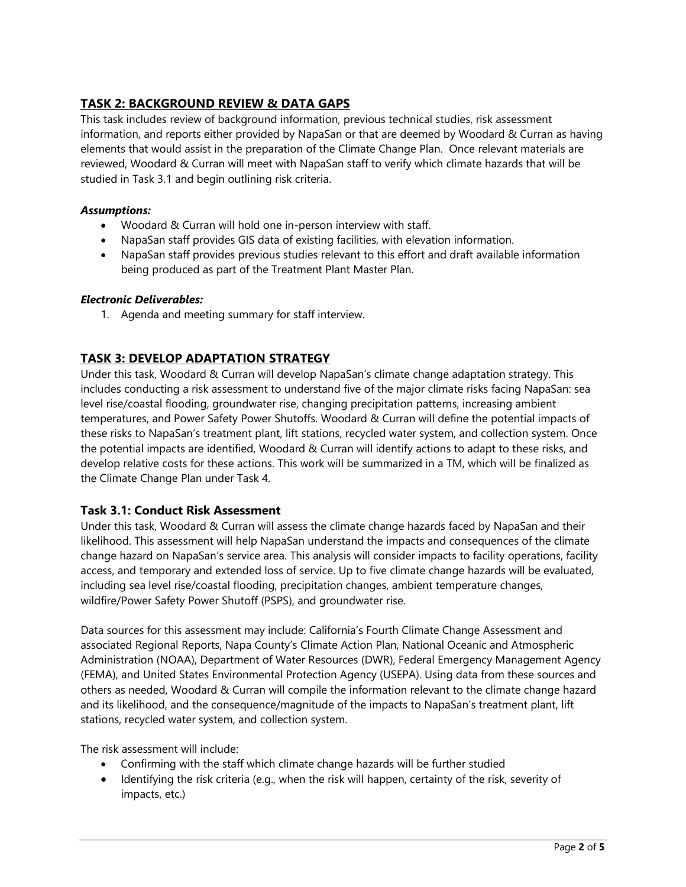## TASK 2: BACKGROUND REVIEW & DATA GAPS

This task includes review of background information, previous technical studies, risk assessment information, and reports either provided by NapaSan or that are deemed by Woodard & Curran as having elements that would assist in the preparation of the Climate Change Plan. Once relevant materials are reviewed, Woodard & Curran will meet with NapaSan staff to verify which climate hazards that will be studied in Task 3.1 and begin outlining risk criteria.

***Assumptions:***

- Woodard & Curran will hold one in-person interview with staff.
- NapaSan staff provides GIS data of existing facilities, with elevation information.
- NapaSan staff provides previous studies relevant to this effort and draft available information being produced as part of the Treatment Plant Master Plan.

***Electronic Deliverables:***

1. Agenda and meeting summary for staff interview.

## TASK 3: DEVELOP ADAPTATION STRATEGY

Under this task, Woodard & Curran will develop NapaSan's climate change adaptation strategy. This includes conducting a risk assessment to understand five of the major climate risks facing NapaSan: sea level rise/coastal flooding, groundwater rise, changing precipitation patterns, increasing ambient temperatures, and Power Safety Power Shutoffs. Woodard & Curran will define the potential impacts of these risks to NapaSan's treatment plant, lift stations, recycled water system, and collection system. Once the potential impacts are identified, Woodard & Curran will identify actions to adapt to these risks, and develop relative costs for these actions. This work will be summarized in a TM, which will be finalized as the Climate Change Plan under Task 4.

### Task 3.1: Conduct Risk Assessment

Under this task, Woodard & Curran will assess the climate change hazards faced by NapaSan and their likelihood. This assessment will help NapaSan understand the impacts and consequences of the climate change hazard on NapaSan's service area. This analysis will consider impacts to facility operations, facility access, and temporary and extended loss of service. Up to five climate change hazards will be evaluated, including sea level rise/coastal flooding, precipitation changes, ambient temperature changes, wildfire/Power Safety Power Shutoff (PSPS), and groundwater rise.

Data sources for this assessment may include: California's Fourth Climate Change Assessment and associated Regional Reports, Napa County's Climate Action Plan, National Oceanic and Atmospheric Administration (NOAA), Department of Water Resources (DWR), Federal Emergency Management Agency (FEMA), and United States Environmental Protection Agency (USEPA). Using data from these sources and others as needed, Woodard & Curran will compile the information relevant to the climate change hazard and its likelihood, and the consequence/magnitude of the impacts to NapaSan's treatment plant, lift stations, recycled water system, and collection system.

The risk assessment will include:

- Confirming with the staff which climate change hazards will be further studied
- Identifying the risk criteria (e.g., when the risk will happen, certainty of the risk, severity of impacts, etc.)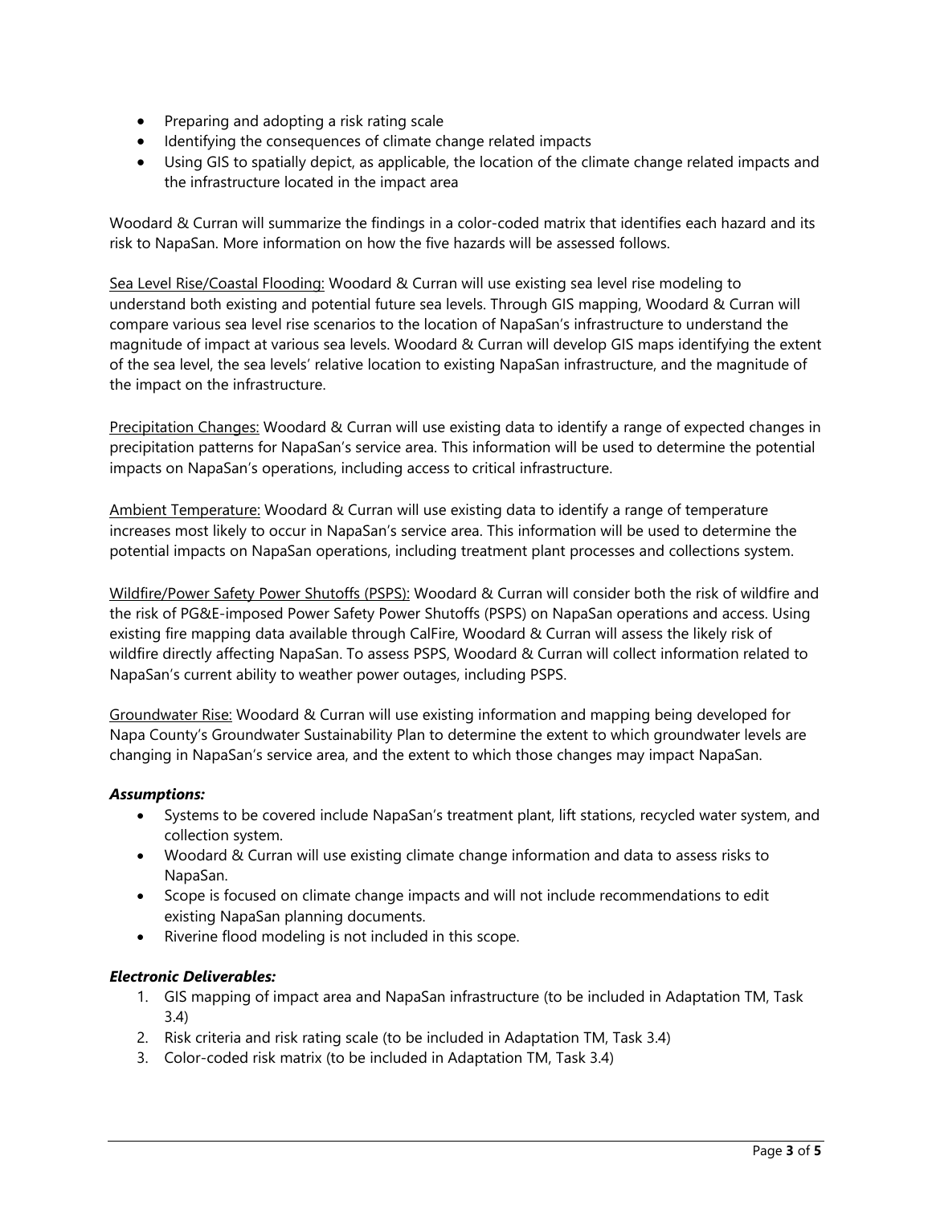- Preparing and adopting a risk rating scale
- Identifying the consequences of climate change related impacts
- Using GIS to spatially depict, as applicable, the location of the climate change related impacts and the infrastructure located in the impact area

Woodard & Curran will summarize the findings in a color-coded matrix that identifies each hazard and its risk to NapaSan. More information on how the five hazards will be assessed follows.

<u>Sea Level Rise/Coastal Flooding:</u> Woodard & Curran will use existing sea level rise modeling to understand both existing and potential future sea levels. Through GIS mapping, Woodard & Curran will compare various sea level rise scenarios to the location of NapaSan's infrastructure to understand the magnitude of impact at various sea levels. Woodard & Curran will develop GIS maps identifying the extent of the sea level, the sea levels' relative location to existing NapaSan infrastructure, and the magnitude of the impact on the infrastructure.

<u>Precipitation Changes:</u> Woodard & Curran will use existing data to identify a range of expected changes in precipitation patterns for NapaSan's service area. This information will be used to determine the potential impacts on NapaSan's operations, including access to critical infrastructure.

<u>Ambient Temperature:</u> Woodard & Curran will use existing data to identify a range of temperature increases most likely to occur in NapaSan's service area. This information will be used to determine the potential impacts on NapaSan operations, including treatment plant processes and collections system.

<u>Wildfire/Power Safety Power Shutoffs (PSPS):</u> Woodard & Curran will consider both the risk of wildfire and the risk of PG&E-imposed Power Safety Power Shutoffs (PSPS) on NapaSan operations and access. Using existing fire mapping data available through CalFire, Woodard & Curran will assess the likely risk of wildfire directly affecting NapaSan. To assess PSPS, Woodard & Curran will collect information related to NapaSan's current ability to weather power outages, including PSPS.

<u>Groundwater Rise:</u> Woodard & Curran will use existing information and mapping being developed for Napa County's Groundwater Sustainability Plan to determine the extent to which groundwater levels are changing in NapaSan's service area, and the extent to which those changes may impact NapaSan.

***Assumptions:***

- Systems to be covered include NapaSan's treatment plant, lift stations, recycled water system, and collection system.
- Woodard & Curran will use existing climate change information and data to assess risks to NapaSan.
- Scope is focused on climate change impacts and will not include recommendations to edit existing NapaSan planning documents.
- Riverine flood modeling is not included in this scope.

***Electronic Deliverables:***

1. GIS mapping of impact area and NapaSan infrastructure (to be included in Adaptation TM, Task 3.4)
2. Risk criteria and risk rating scale (to be included in Adaptation TM, Task 3.4)
3. Color-coded risk matrix (to be included in Adaptation TM, Task 3.4)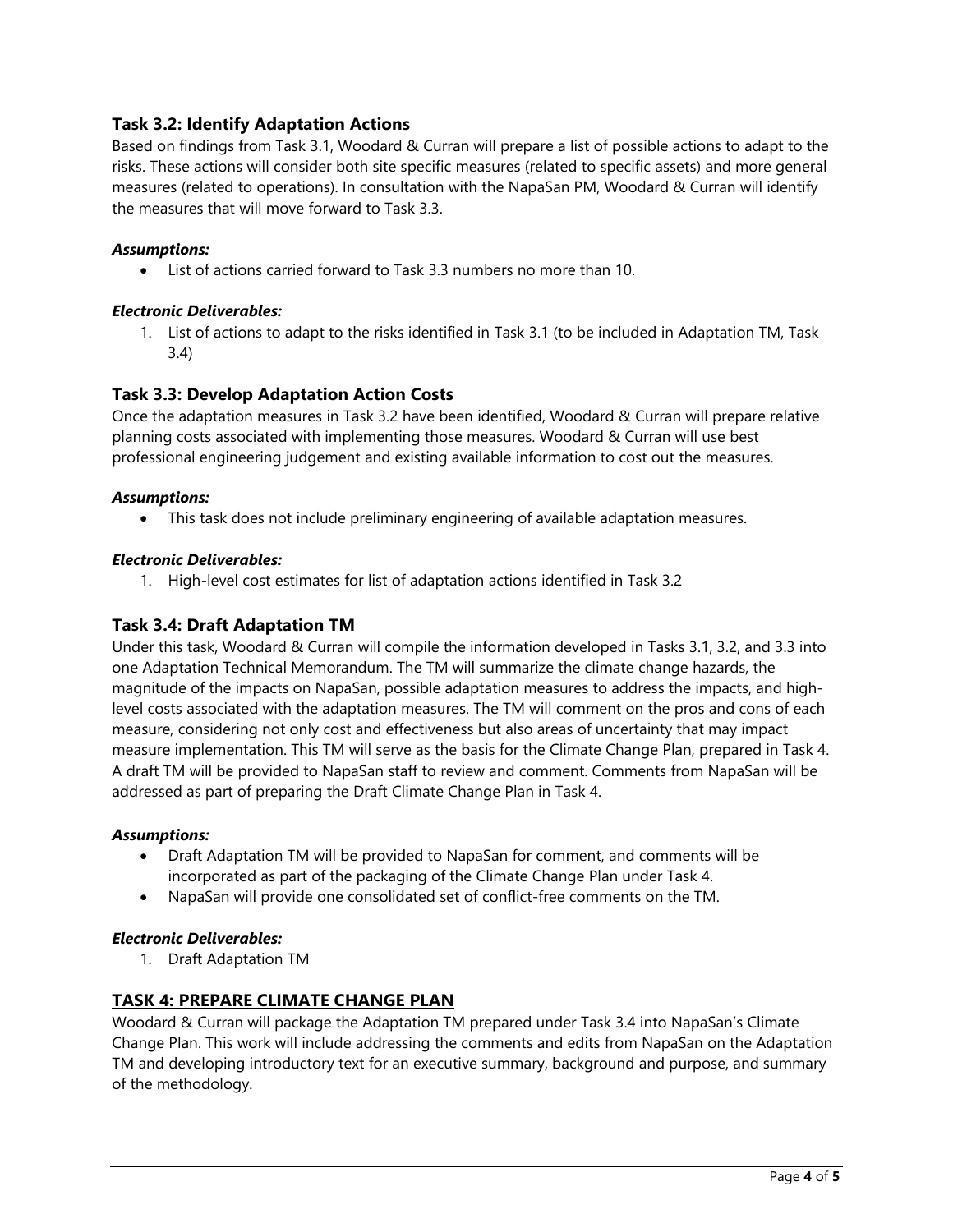### Task 3.2: Identify Adaptation Actions

Based on findings from Task 3.1, Woodard & Curran will prepare a list of possible actions to adapt to the risks. These actions will consider both site specific measures (related to specific assets) and more general measures (related to operations). In consultation with the NapaSan PM, Woodard & Curran will identify the measures that will move forward to Task 3.3.

***Assumptions:***

- List of actions carried forward to Task 3.3 numbers no more than 10.

***Electronic Deliverables:***

1. List of actions to adapt to the risks identified in Task 3.1 (to be included in Adaptation TM, Task 3.4)

### Task 3.3: Develop Adaptation Action Costs

Once the adaptation measures in Task 3.2 have been identified, Woodard & Curran will prepare relative planning costs associated with implementing those measures. Woodard & Curran will use best professional engineering judgement and existing available information to cost out the measures.

***Assumptions:***

- This task does not include preliminary engineering of available adaptation measures.

***Electronic Deliverables:***

1. High-level cost estimates for list of adaptation actions identified in Task 3.2

### Task 3.4: Draft Adaptation TM

Under this task, Woodard & Curran will compile the information developed in Tasks 3.1, 3.2, and 3.3 into one Adaptation Technical Memorandum. The TM will summarize the climate change hazards, the magnitude of the impacts on NapaSan, possible adaptation measures to address the impacts, and high-level costs associated with the adaptation measures. The TM will comment on the pros and cons of each measure, considering not only cost and effectiveness but also areas of uncertainty that may impact measure implementation. This TM will serve as the basis for the Climate Change Plan, prepared in Task 4. A draft TM will be provided to NapaSan staff to review and comment. Comments from NapaSan will be addressed as part of preparing the Draft Climate Change Plan in Task 4.

***Assumptions:***

- Draft Adaptation TM will be provided to NapaSan for comment, and comments will be incorporated as part of the packaging of the Climate Change Plan under Task 4.
- NapaSan will provide one consolidated set of conflict-free comments on the TM.

***Electronic Deliverables:***

1. Draft Adaptation TM

## TASK 4: PREPARE CLIMATE CHANGE PLAN

Woodard & Curran will package the Adaptation TM prepared under Task 3.4 into NapaSan's Climate Change Plan. This work will include addressing the comments and edits from NapaSan on the Adaptation TM and developing introductory text for an executive summary, background and purpose, and summary of the methodology.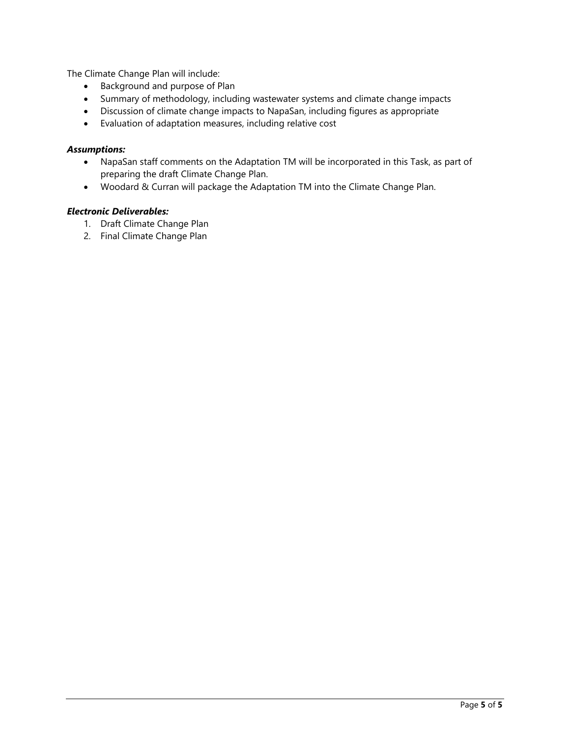The Climate Change Plan will include:

- Background and purpose of Plan
- Summary of methodology, including wastewater systems and climate change impacts
- Discussion of climate change impacts to NapaSan, including figures as appropriate
- Evaluation of adaptation measures, including relative cost

***Assumptions:***

- NapaSan staff comments on the Adaptation TM will be incorporated in this Task, as part of preparing the draft Climate Change Plan.
- Woodard & Curran will package the Adaptation TM into the Climate Change Plan.

***Electronic Deliverables:***

1. Draft Climate Change Plan
2. Final Climate Change Plan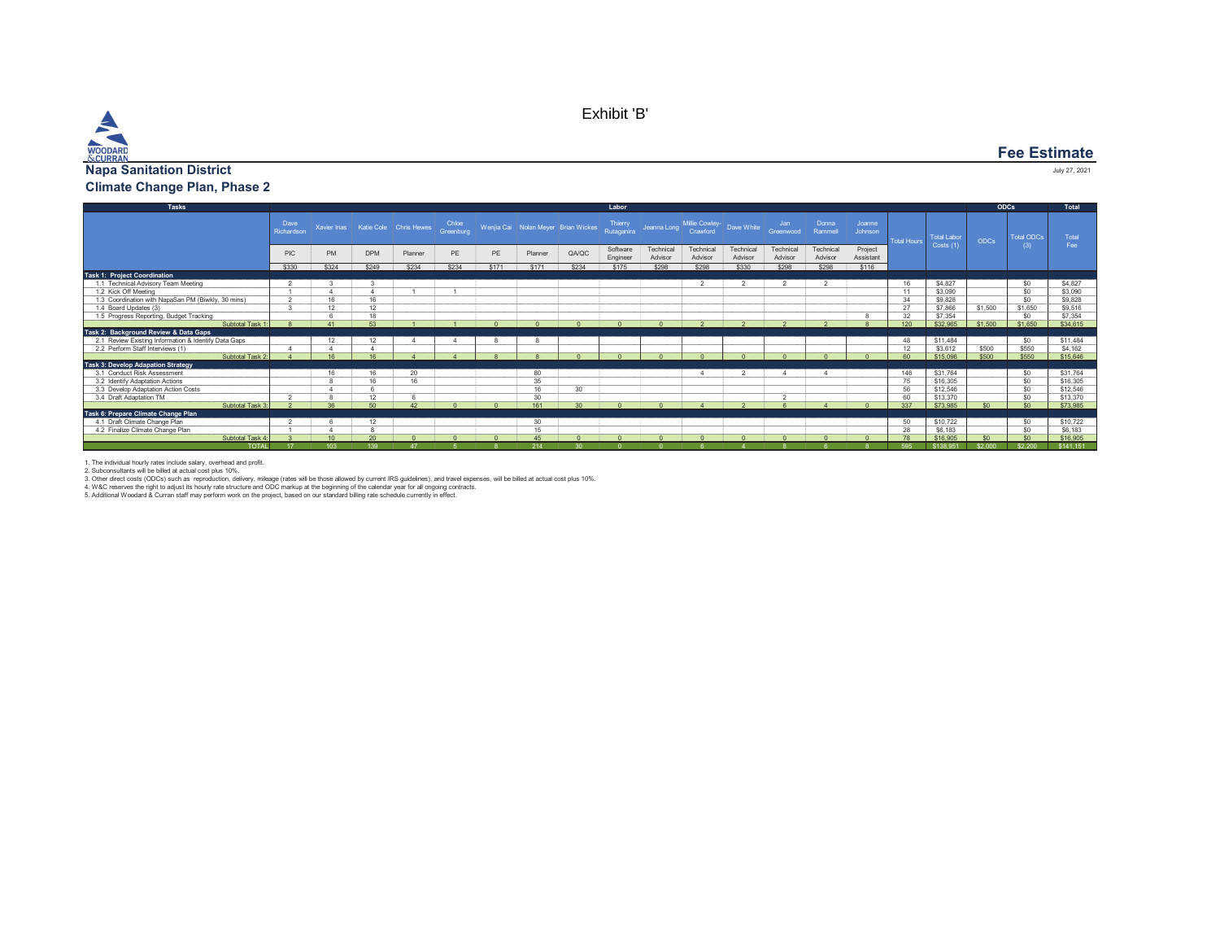Exhibit 'B'

WOODARD & CURRAN

# Fee Estimate

July 27, 2021

## Napa Sanitation District

## Climate Change Plan, Phase 2

| Tasks | Labor | | | | | | | | | | | | | | | | | ODCs | | Total |
|---|---|---|---|---|---|---|---|---|---|---|---|---|---|---|---|---|---|---|---|---|
| | Dave Richardson | Xavier Irias | Katie Cole | Chris Hewes | Chloe Greenburg | Wenjia Cai | Nolan Meyer | Brian Wickes | Thierry Rutaganira | Jeanna Long | Millie Cowley-Crawford | Dave White | Jan Greenwood | Donna Rammell | Joanne Johnson | Total Hours | Total Labor Costs (1) | ODCs | Total ODCs (3) | Total Fee |
| | PIC | PM | DPM | Planner | PE | PE | Planner | QA/QC | Software Engineer | Technical Advisor | Technical Advisor | Technical Advisor | Technical Advisor | Technical Advisor | Project Assistant | | | | | |
| | $330 | $324 | $249 | $234 | $234 | $171 | $171 | $234 | $175 | $298 | $298 | $330 | $298 | $298 | $116 | | | | | |
| **Task 1: Project Coordination** | | | | | | | | | | | | | | | | | | | | |
| 1.1 Technical Advisory Team Meeting | 2 | 3 | 3 | | | | | | | | 2 | 2 | 2 | 2 | | 16 | $4,827 | | $0 | $4,827 |
| 1.2 Kick Off Meeting | 1 | 4 | 4 | 1 | 1 | | | | | | | | | | | 11 | $3,090 | | $0 | $3,090 |
| 1.3 Coordination with NapaSan PM (Biwkly, 30 mins) | 2 | 16 | 16 | | | | | | | | | | | | | 34 | $9,828 | | $0 | $9,828 |
| 1.4 Board Updates (3) | 3 | 12 | 12 | | | | | | | | | | | | | 27 | $7,866 | $1,500 | $1,650 | $9,516 |
| 1.5 Progress Reporting, Budget Tracking | | 6 | 18 | | | | | | | | | | | | 8 | 32 | $7,354 | | $0 | $7,354 |
| Subtotal Task 1: | 8 | 41 | 53 | 1 | 1 | 0 | 0 | 0 | 0 | 0 | 2 | 2 | 2 | 2 | 8 | 120 | $32,965 | $1,500 | $1,650 | $34,615 |
| **Task 2: Background Review & Data Gaps** | | | | | | | | | | | | | | | | | | | | |
| 2.1 Review Existing Information & Identify Data Gaps | | 12 | 12 | 4 | 4 | 8 | 8 | | | | | | | | | 48 | $11,484 | | $0 | $11,484 |
| 2.2 Perform Staff Interviews (1) | 4 | 4 | 4 | | | | | | | | | | | | | 12 | $3,612 | $500 | $550 | $4,162 |
| Subtotal Task 2: | 4 | 16 | 16 | 4 | 4 | 8 | 8 | 0 | 0 | 0 | 0 | 0 | 0 | 0 | 0 | 60 | $15,096 | $500 | $550 | $15,646 |
| **Task 3: Develop Adapation Strategy** | | | | | | | | | | | | | | | | | | | | |
| 3.1 Conduct Risk Assessment | | 16 | 16 | 20 | | | 80 | | | | 4 | 2 | 4 | 4 | | 146 | $31,764 | | $0 | $31,764 |
| 3.2 Identify Adaptation Actions | | 8 | 16 | 16 | | | 35 | | | | | | | | | 75 | $16,305 | | $0 | $16,305 |
| 3.3 Develop Adaptation Action Costs | | 4 | 6 | | | | 16 | 30 | | | | | | | | 56 | $12,546 | | $0 | $12,546 |
| 3.4 Draft Adaptation TM | 2 | 8 | 12 | 6 | | | 30 | | | | | | 2 | | | 60 | $13,370 | | $0 | $13,370 |
| Subtotal Task 3: | 2 | 36 | 50 | 42 | 0 | 0 | 161 | 30 | 0 | 0 | 4 | 2 | 6 | 4 | 0 | 337 | $73,985 | $0 | $0 | $73,985 |
| **Task 6: Prepare Climate Change Plan** | | | | | | | | | | | | | | | | | | | | |
| 4.1 Draft Climate Change Plan | 2 | 6 | 12 | | | | 30 | | | | | | | | | 50 | $10,722 | | $0 | $10,722 |
| 4.2 Finalize Climate Change Plan | 1 | 4 | 8 | | | | 15 | | | | | | | | | 28 | $6,183 | | $0 | $6,183 |
| Subtotal Task 4: | 3 | 10 | 20 | 0 | 0 | 0 | 45 | 0 | 0 | 0 | 0 | 0 | 0 | 0 | 0 | 78 | $16,905 | $0 | $0 | $16,905 |
| TOTAL | 17 | 103 | 139 | 47 | 5 | 8 | 214 | 30 | 0 | 0 | 6 | 4 | 8 | 6 | 8 | 595 | $138,951 | $2,000 | $2,200 | $141,151 |

1. The individual hourly rates include salary, overhead and profit.
2. Subconsultants will be billed at actual cost plus 10%.
3. Other direct costs (ODCs) such as reproduction, delivery, mileage (rates will be those allowed by current IRS guidelines), and travel expenses, will be billed at actual cost plus 10%.
4. W&C reserves the right to adjust its hourly rate structure and ODC markup at the beginning of the calendar year for all ongoing contracts.
5. Additional Woodard & Curran staff may perform work on the project, based on our standard billing rate schedule currently in effect.